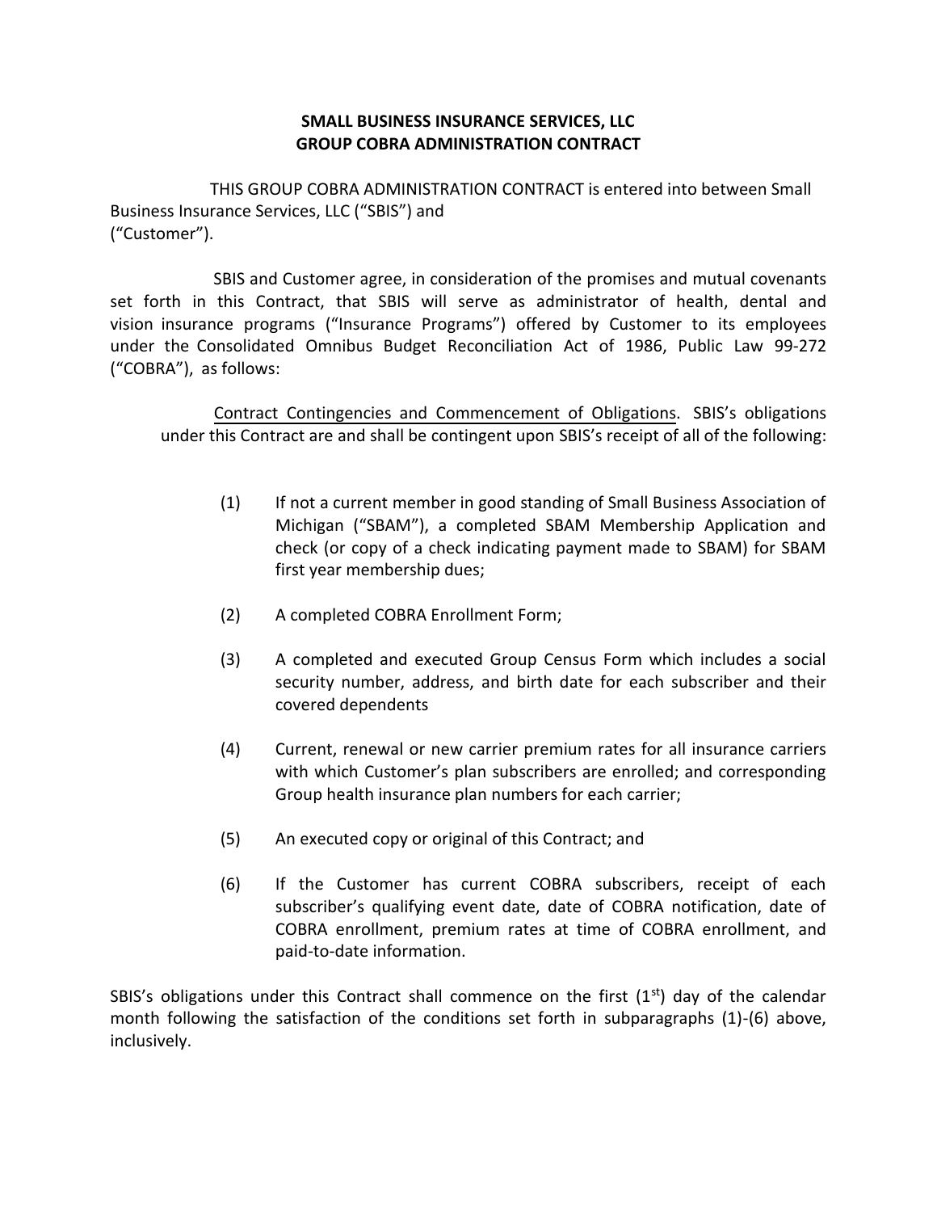**SMALL BUSINESS INSURANCE SERVICES, LLC**
**GROUP COBRA ADMINISTRATION CONTRACT**

THIS GROUP COBRA ADMINISTRATION CONTRACT is entered into between Small Business Insurance Services, LLC ("SBIS") and ("Customer").

SBIS and Customer agree, in consideration of the promises and mutual covenants set forth in this Contract, that SBIS will serve as administrator of health, dental and vision insurance programs ("Insurance Programs") offered by Customer to its employees under the Consolidated Omnibus Budget Reconciliation Act of 1986, Public Law 99-272 ("COBRA"), as follows:

<u>Contract Contingencies and Commencement of Obligations</u>. SBIS's obligations under this Contract are and shall be contingent upon SBIS's receipt of all of the following:

(1) If not a current member in good standing of Small Business Association of Michigan ("SBAM"), a completed SBAM Membership Application and check (or copy of a check indicating payment made to SBAM) for SBAM first year membership dues;

(2) A completed COBRA Enrollment Form;

(3) A completed and executed Group Census Form which includes a social security number, address, and birth date for each subscriber and their covered dependents

(4) Current, renewal or new carrier premium rates for all insurance carriers with which Customer's plan subscribers are enrolled; and corresponding Group health insurance plan numbers for each carrier;

(5) An executed copy or original of this Contract; and

(6) If the Customer has current COBRA subscribers, receipt of each subscriber's qualifying event date, date of COBRA notification, date of COBRA enrollment, premium rates at time of COBRA enrollment, and paid-to-date information.

SBIS's obligations under this Contract shall commence on the first (1st) day of the calendar month following the satisfaction of the conditions set forth in subparagraphs (1)-(6) above, inclusively.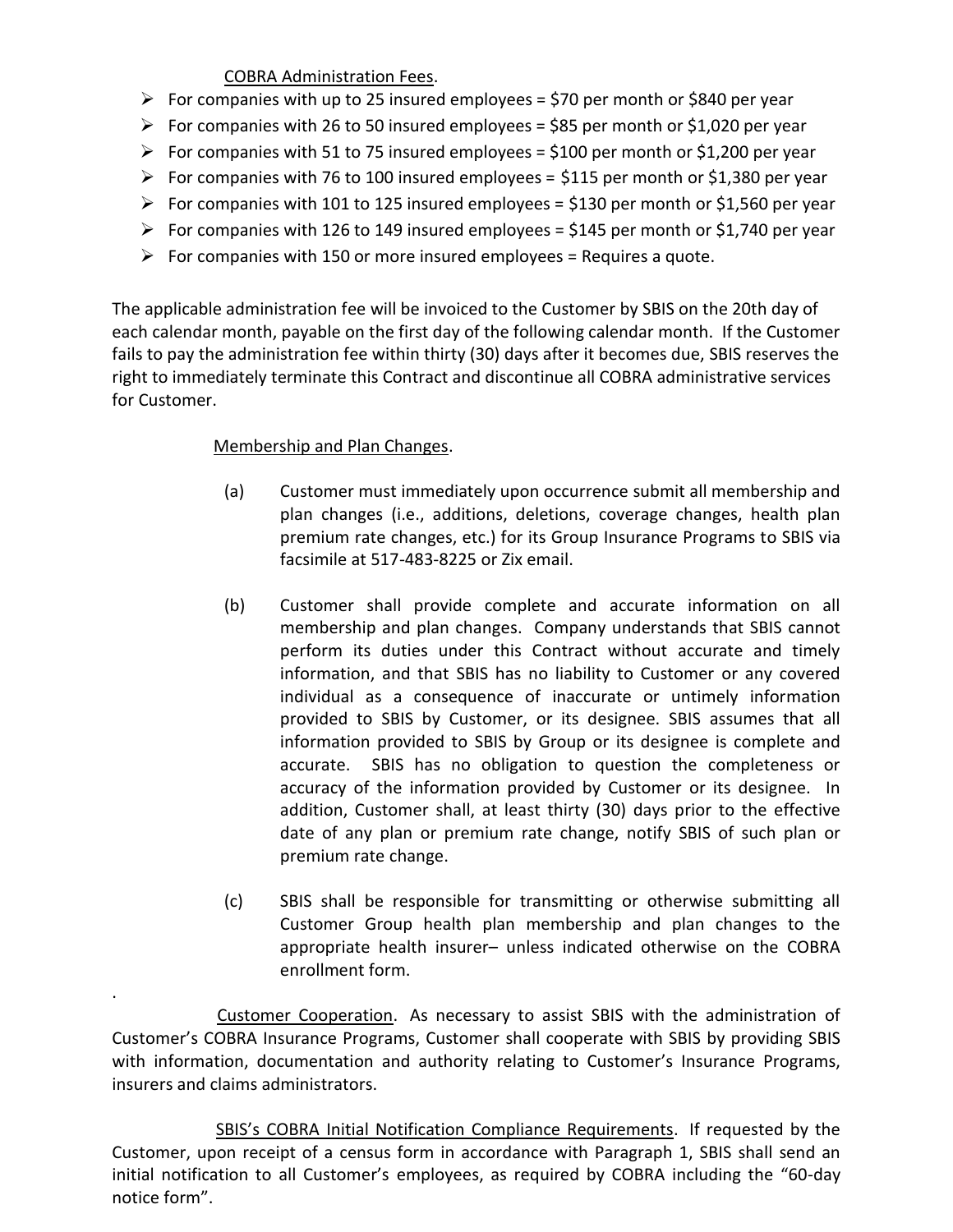COBRA Administration Fees.

- For companies with up to 25 insured employees = $70 per month or $840 per year
- For companies with 26 to 50 insured employees = $85 per month or $1,020 per year
- For companies with 51 to 75 insured employees = $100 per month or $1,200 per year
- For companies with 76 to 100 insured employees = $115 per month or $1,380 per year
- For companies with 101 to 125 insured employees = $130 per month or $1,560 per year
- For companies with 126 to 149 insured employees = $145 per month or $1,740 per year
- For companies with 150 or more insured employees = Requires a quote.

The applicable administration fee will be invoiced to the Customer by SBIS on the 20th day of each calendar month, payable on the first day of the following calendar month. If the Customer fails to pay the administration fee within thirty (30) days after it becomes due, SBIS reserves the right to immediately terminate this Contract and discontinue all COBRA administrative services for Customer.

Membership and Plan Changes.

(a) Customer must immediately upon occurrence submit all membership and plan changes (i.e., additions, deletions, coverage changes, health plan premium rate changes, etc.) for its Group Insurance Programs to SBIS via facsimile at 517-483-8225 or Zix email.

(b) Customer shall provide complete and accurate information on all membership and plan changes. Company understands that SBIS cannot perform its duties under this Contract without accurate and timely information, and that SBIS has no liability to Customer or any covered individual as a consequence of inaccurate or untimely information provided to SBIS by Customer, or its designee. SBIS assumes that all information provided to SBIS by Group or its designee is complete and accurate. SBIS has no obligation to question the completeness or accuracy of the information provided by Customer or its designee. In addition, Customer shall, at least thirty (30) days prior to the effective date of any plan or premium rate change, notify SBIS of such plan or premium rate change.

(c) SBIS shall be responsible for transmitting or otherwise submitting all Customer Group health plan membership and plan changes to the appropriate health insurer– unless indicated otherwise on the COBRA enrollment form.

.

Customer Cooperation. As necessary to assist SBIS with the administration of Customer's COBRA Insurance Programs, Customer shall cooperate with SBIS by providing SBIS with information, documentation and authority relating to Customer's Insurance Programs, insurers and claims administrators.

SBIS's COBRA Initial Notification Compliance Requirements. If requested by the Customer, upon receipt of a census form in accordance with Paragraph 1, SBIS shall send an initial notification to all Customer's employees, as required by COBRA including the "60-day notice form".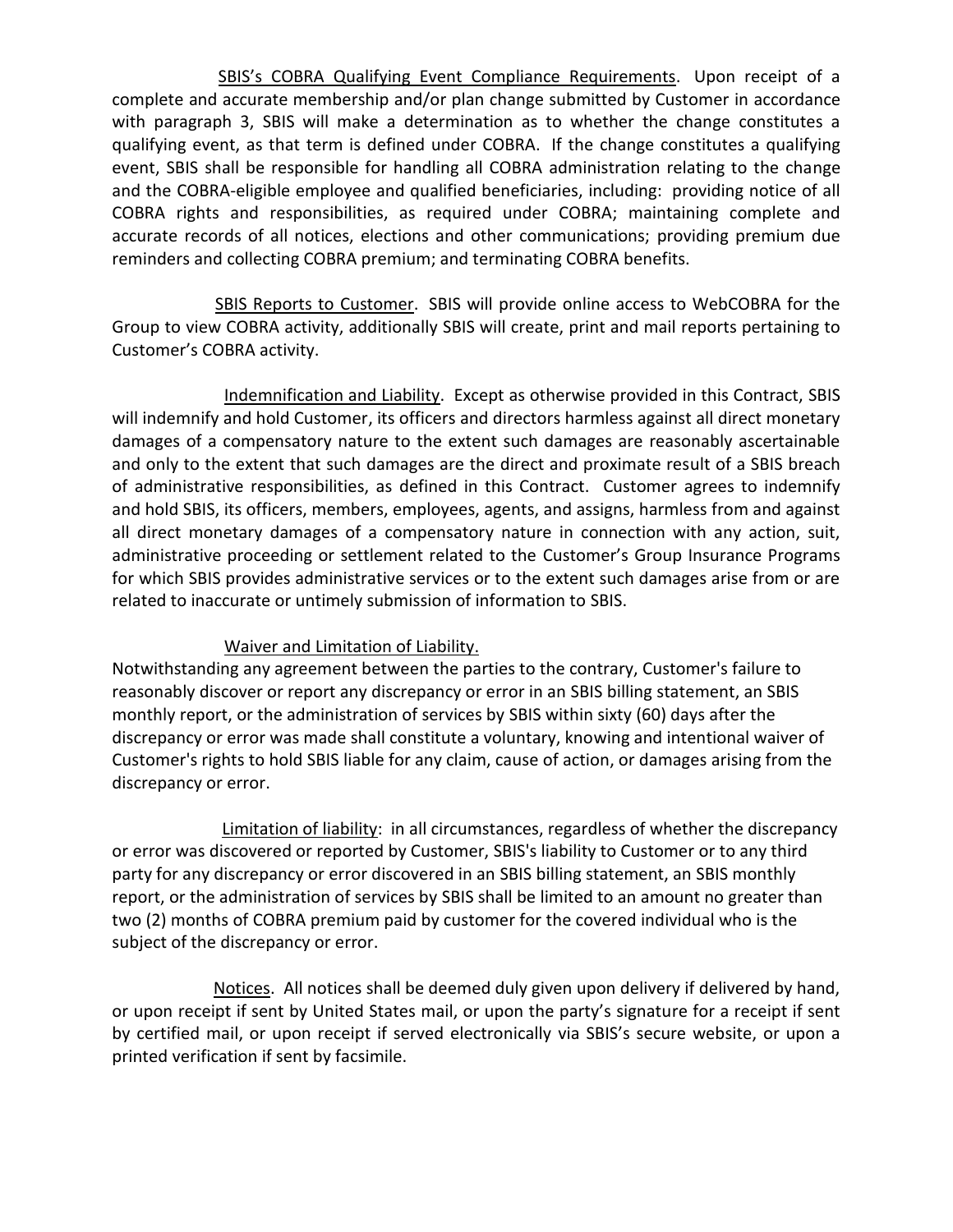<u>SBIS's COBRA Qualifying Event Compliance Requirements</u>. Upon receipt of a complete and accurate membership and/or plan change submitted by Customer in accordance with paragraph 3, SBIS will make a determination as to whether the change constitutes a qualifying event, as that term is defined under COBRA. If the change constitutes a qualifying event, SBIS shall be responsible for handling all COBRA administration relating to the change and the COBRA-eligible employee and qualified beneficiaries, including: providing notice of all COBRA rights and responsibilities, as required under COBRA; maintaining complete and accurate records of all notices, elections and other communications; providing premium due reminders and collecting COBRA premium; and terminating COBRA benefits.

<u>SBIS Reports to Customer</u>. SBIS will provide online access to WebCOBRA for the Group to view COBRA activity, additionally SBIS will create, print and mail reports pertaining to Customer's COBRA activity.

<u>Indemnification and Liability</u>. Except as otherwise provided in this Contract, SBIS will indemnify and hold Customer, its officers and directors harmless against all direct monetary damages of a compensatory nature to the extent such damages are reasonably ascertainable and only to the extent that such damages are the direct and proximate result of a SBIS breach of administrative responsibilities, as defined in this Contract. Customer agrees to indemnify and hold SBIS, its officers, members, employees, agents, and assigns, harmless from and against all direct monetary damages of a compensatory nature in connection with any action, suit, administrative proceeding or settlement related to the Customer's Group Insurance Programs for which SBIS provides administrative services or to the extent such damages arise from or are related to inaccurate or untimely submission of information to SBIS.

<u>Waiver and Limitation of Liability.</u>
Notwithstanding any agreement between the parties to the contrary, Customer's failure to reasonably discover or report any discrepancy or error in an SBIS billing statement, an SBIS monthly report, or the administration of services by SBIS within sixty (60) days after the discrepancy or error was made shall constitute a voluntary, knowing and intentional waiver of Customer's rights to hold SBIS liable for any claim, cause of action, or damages arising from the discrepancy or error.

<u>Limitation of liability</u>: in all circumstances, regardless of whether the discrepancy or error was discovered or reported by Customer, SBIS's liability to Customer or to any third party for any discrepancy or error discovered in an SBIS billing statement, an SBIS monthly report, or the administration of services by SBIS shall be limited to an amount no greater than two (2) months of COBRA premium paid by customer for the covered individual who is the subject of the discrepancy or error.

<u>Notices</u>. All notices shall be deemed duly given upon delivery if delivered by hand, or upon receipt if sent by United States mail, or upon the party's signature for a receipt if sent by certified mail, or upon receipt if served electronically via SBIS's secure website, or upon a printed verification if sent by facsimile.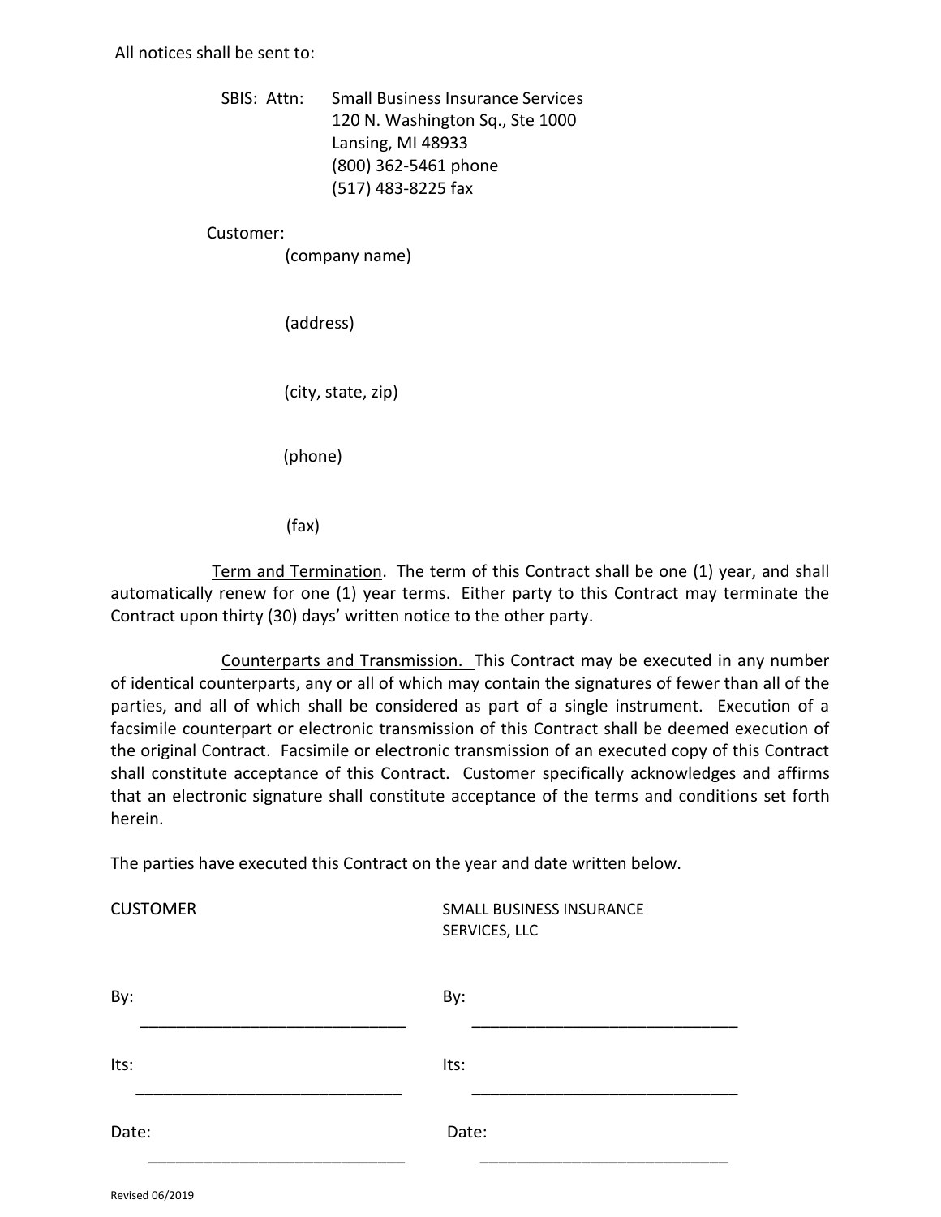All notices shall be sent to:

SBIS: Attn: Small Business Insurance Services
120 N. Washington Sq., Ste 1000
Lansing, MI 48933
(800) 362-5461 phone
(517) 483-8225 fax

Customer:
(company name)

(address)

(city, state, zip)

(phone)

(fax)

Term and Termination. The term of this Contract shall be one (1) year, and shall automatically renew for one (1) year terms. Either party to this Contract may terminate the Contract upon thirty (30) days' written notice to the other party.

Counterparts and Transmission. This Contract may be executed in any number of identical counterparts, any or all of which may contain the signatures of fewer than all of the parties, and all of which shall be considered as part of a single instrument. Execution of a facsimile counterpart or electronic transmission of this Contract shall be deemed execution of the original Contract. Facsimile or electronic transmission of an executed copy of this Contract shall constitute acceptance of this Contract. Customer specifically acknowledges and affirms that an electronic signature shall constitute acceptance of the terms and conditions set forth herein.

The parties have executed this Contract on the year and date written below.

| CUSTOMER | SMALL BUSINESS INSURANCE SERVICES, LLC |
|---|---|
| By: ______________________________ | By: ______________________________ |
| Its: ______________________________ | Its: ______________________________ |
| Date: ______________________________ | Date: ______________________________ |

Revised 06/2019